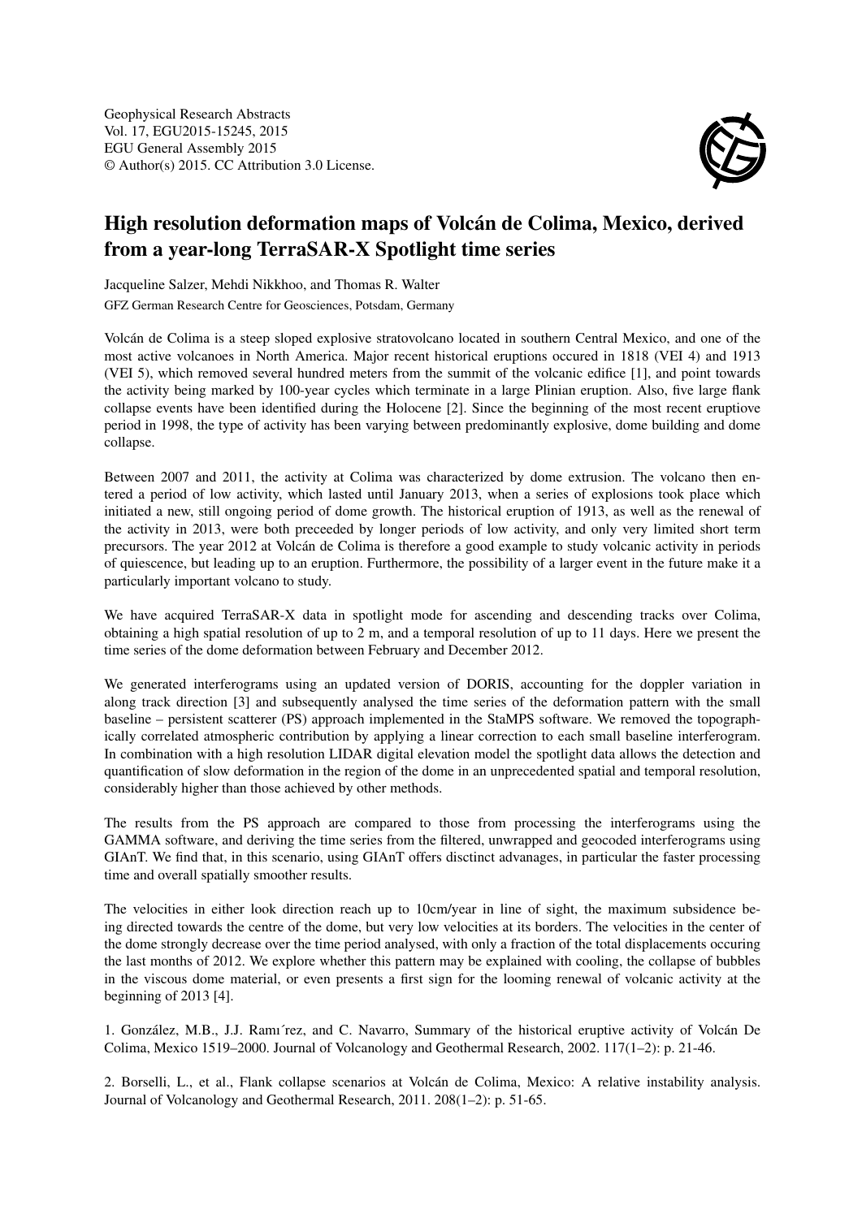Geophysical Research Abstracts
Vol. 17, EGU2015-15245, 2015
EGU General Assembly 2015
© Author(s) 2015. CC Attribution 3.0 License.

# High resolution deformation maps of Volcán de Colima, Mexico, derived from a year-long TerraSAR-X Spotlight time series

Jacqueline Salzer, Mehdi Nikkhoo, and Thomas R. Walter

GFZ German Research Centre for Geosciences, Potsdam, Germany

Volcán de Colima is a steep sloped explosive stratovolcano located in southern Central Mexico, and one of the most active volcanoes in North America. Major recent historical eruptions occured in 1818 (VEI 4) and 1913 (VEI 5), which removed several hundred meters from the summit of the volcanic edifice [1], and point towards the activity being marked by 100-year cycles which terminate in a large Plinian eruption. Also, five large flank collapse events have been identified during the Holocene [2]. Since the beginning of the most recent eruptiove period in 1998, the type of activity has been varying between predominantly explosive, dome building and dome collapse.

Between 2007 and 2011, the activity at Colima was characterized by dome extrusion. The volcano then entered a period of low activity, which lasted until January 2013, when a series of explosions took place which initiated a new, still ongoing period of dome growth. The historical eruption of 1913, as well as the renewal of the activity in 2013, were both preceeded by longer periods of low activity, and only very limited short term precursors. The year 2012 at Volcán de Colima is therefore a good example to study volcanic activity in periods of quiescence, but leading up to an eruption. Furthermore, the possibility of a larger event in the future make it a particularly important volcano to study.

We have acquired TerraSAR-X data in spotlight mode for ascending and descending tracks over Colima, obtaining a high spatial resolution of up to 2 m, and a temporal resolution of up to 11 days. Here we present the time series of the dome deformation between February and December 2012.

We generated interferograms using an updated version of DORIS, accounting for the doppler variation in along track direction [3] and subsequently analysed the time series of the deformation pattern with the small baseline – persistent scatterer (PS) approach implemented in the StaMPS software. We removed the topographically correlated atmospheric contribution by applying a linear correction to each small baseline interferogram. In combination with a high resolution LIDAR digital elevation model the spotlight data allows the detection and quantification of slow deformation in the region of the dome in an unprecedented spatial and temporal resolution, considerably higher than those achieved by other methods.

The results from the PS approach are compared to those from processing the interferograms using the GAMMA software, and deriving the time series from the filtered, unwrapped and geocoded interferograms using GIAnT. We find that, in this scenario, using GIAnT offers disctinct advanages, in particular the faster processing time and overall spatially smoother results.

The velocities in either look direction reach up to 10cm/year in line of sight, the maximum subsidence being directed towards the centre of the dome, but very low velocities at its borders. The velocities in the center of the dome strongly decrease over the time period analysed, with only a fraction of the total displacements occuring the last months of 2012. We explore whether this pattern may be explained with cooling, the collapse of bubbles in the viscous dome material, or even presents a first sign for the looming renewal of volcanic activity at the beginning of 2013 [4].

1. González, M.B., J.J. Ramı´rez, and C. Navarro, Summary of the historical eruptive activity of Volcán De Colima, Mexico 1519–2000. Journal of Volcanology and Geothermal Research, 2002. 117(1–2): p. 21-46.

2. Borselli, L., et al., Flank collapse scenarios at Volcán de Colima, Mexico: A relative instability analysis. Journal of Volcanology and Geothermal Research, 2011. 208(1–2): p. 51-65.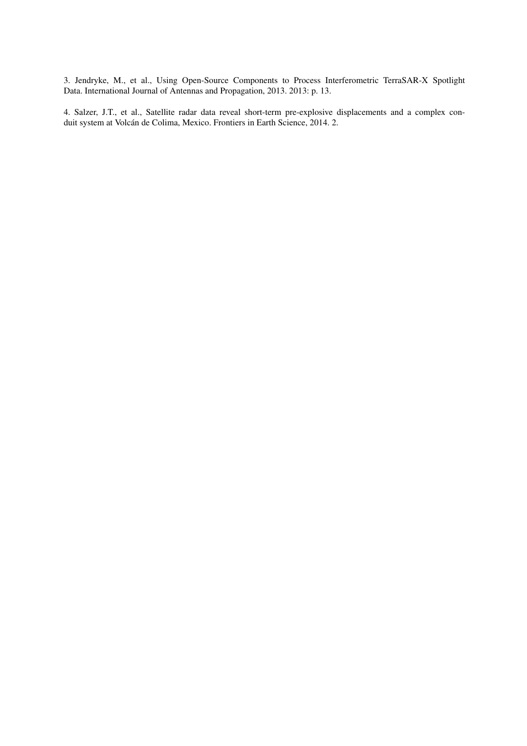3. Jendryke, M., et al., Using Open-Source Components to Process Interferometric TerraSAR-X Spotlight Data. International Journal of Antennas and Propagation, 2013. 2013: p. 13.

4. Salzer, J.T., et al., Satellite radar data reveal short-term pre-explosive displacements and a complex conduit system at Volcán de Colima, Mexico. Frontiers in Earth Science, 2014. 2.